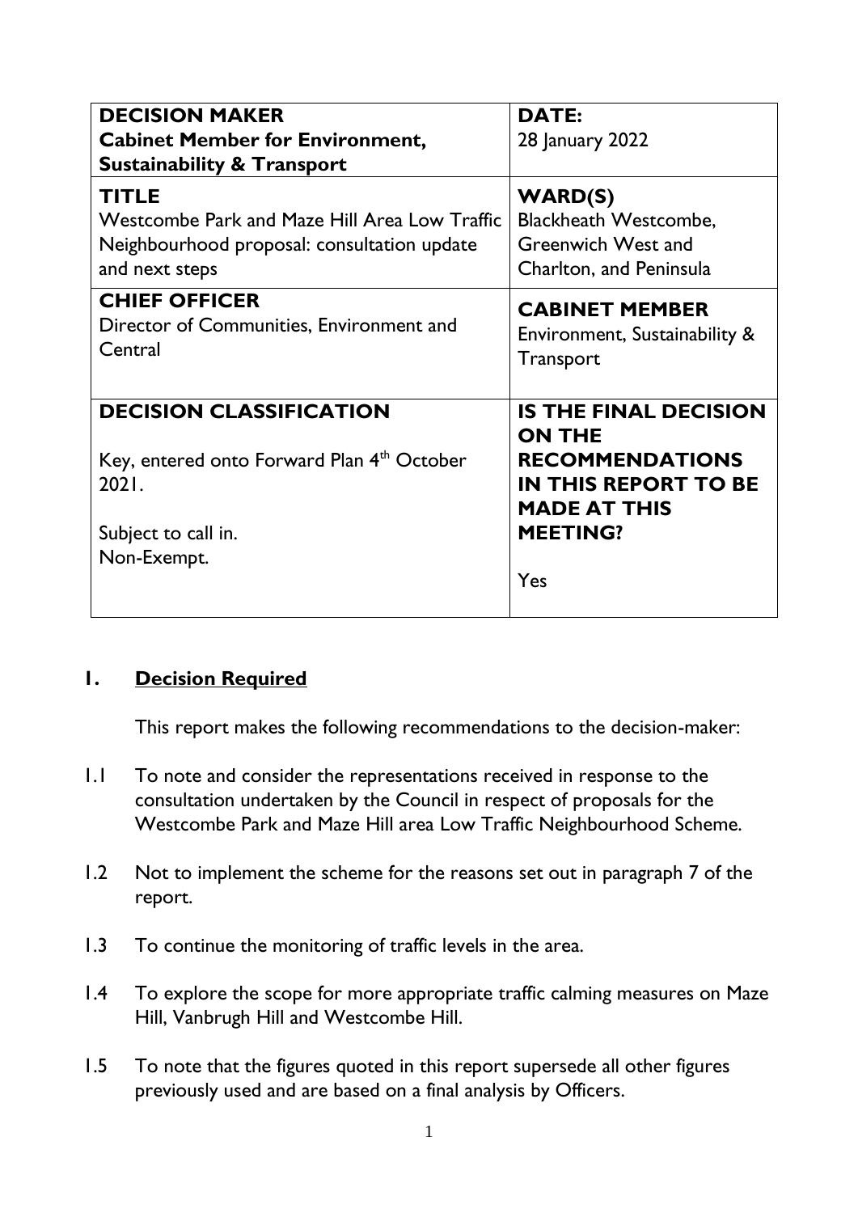| **DECISION MAKER**<br>**Cabinet Member for Environment, Sustainability & Transport** | **DATE:**<br>28 January 2022 |
|---|---|
| **TITLE**<br>Westcombe Park and Maze Hill Area Low Traffic Neighbourhood proposal: consultation update and next steps | **WARD(S)**<br>Blackheath Westcombe, Greenwich West and Charlton, and Peninsula |
| **CHIEF OFFICER**<br>Director of Communities, Environment and Central | **CABINET MEMBER**<br>Environment, Sustainability & Transport |
| **DECISION CLASSIFICATION**<br><br>Key, entered onto Forward Plan 4th October 2021.<br><br>Subject to call in.<br>Non-Exempt. | **IS THE FINAL DECISION ON THE RECOMMENDATIONS IN THIS REPORT TO BE MADE AT THIS MEETING?**<br><br>Yes |

## 1. Decision Required

This report makes the following recommendations to the decision-maker:

1.1 To note and consider the representations received in response to the consultation undertaken by the Council in respect of proposals for the Westcombe Park and Maze Hill area Low Traffic Neighbourhood Scheme.

1.2 Not to implement the scheme for the reasons set out in paragraph 7 of the report.

1.3 To continue the monitoring of traffic levels in the area.

1.4 To explore the scope for more appropriate traffic calming measures on Maze Hill, Vanbrugh Hill and Westcombe Hill.

1.5 To note that the figures quoted in this report supersede all other figures previously used and are based on a final analysis by Officers.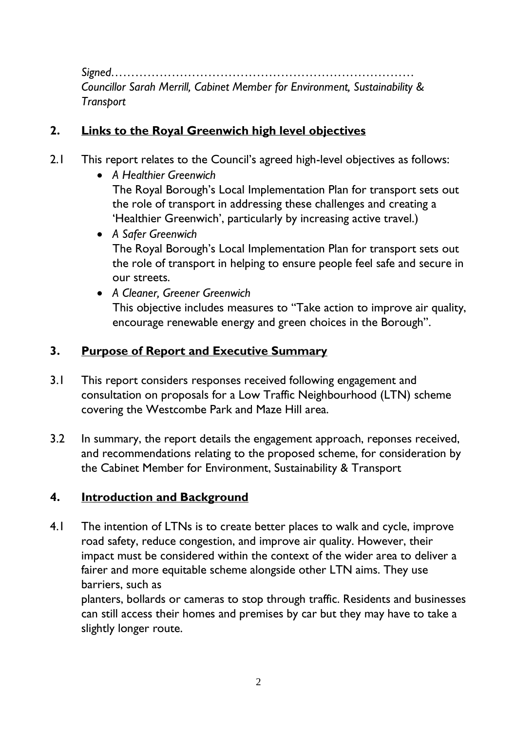*Signed………………………………………………………………………*
*Councillor Sarah Merrill, Cabinet Member for Environment, Sustainability & Transport*

## 2. Links to the Royal Greenwich high level objectives

2.1 This report relates to the Council's agreed high-level objectives as follows:

- *A Healthier Greenwich*
  The Royal Borough's Local Implementation Plan for transport sets out the role of transport in addressing these challenges and creating a 'Healthier Greenwich', particularly by increasing active travel.)
- *A Safer Greenwich*
  The Royal Borough's Local Implementation Plan for transport sets out the role of transport in helping to ensure people feel safe and secure in our streets.
- *A Cleaner, Greener Greenwich*
  This objective includes measures to "Take action to improve air quality, encourage renewable energy and green choices in the Borough".

## 3. Purpose of Report and Executive Summary

3.1 This report considers responses received following engagement and consultation on proposals for a Low Traffic Neighbourhood (LTN) scheme covering the Westcombe Park and Maze Hill area.

3.2 In summary, the report details the engagement approach, reponses received, and recommendations relating to the proposed scheme, for consideration by the Cabinet Member for Environment, Sustainability & Transport

## 4. Introduction and Background

4.1 The intention of LTNs is to create better places to walk and cycle, improve road safety, reduce congestion, and improve air quality. However, their impact must be considered within the context of the wider area to deliver a fairer and more equitable scheme alongside other LTN aims. They use barriers, such as
planters, bollards or cameras to stop through traffic. Residents and businesses can still access their homes and premises by car but they may have to take a slightly longer route.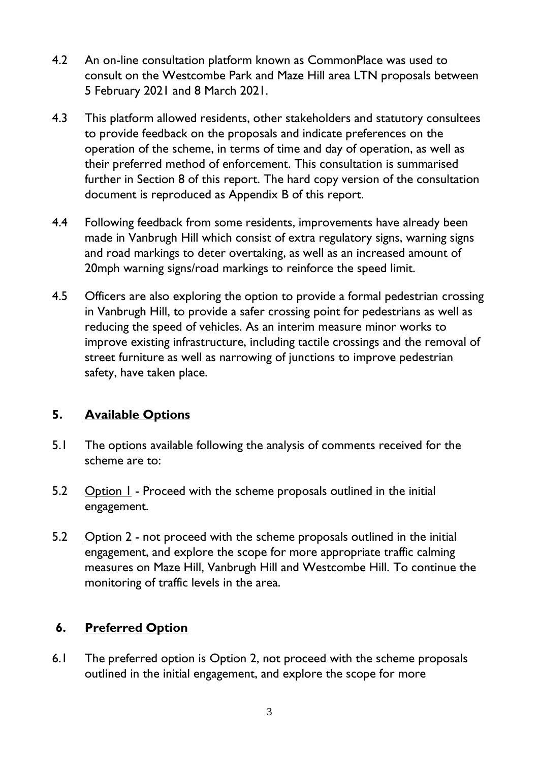4.2 An on-line consultation platform known as CommonPlace was used to consult on the Westcombe Park and Maze Hill area LTN proposals between 5 February 2021 and 8 March 2021.

4.3 This platform allowed residents, other stakeholders and statutory consultees to provide feedback on the proposals and indicate preferences on the operation of the scheme, in terms of time and day of operation, as well as their preferred method of enforcement. This consultation is summarised further in Section 8 of this report. The hard copy version of the consultation document is reproduced as Appendix B of this report.

4.4 Following feedback from some residents, improvements have already been made in Vanbrugh Hill which consist of extra regulatory signs, warning signs and road markings to deter overtaking, as well as an increased amount of 20mph warning signs/road markings to reinforce the speed limit.

4.5 Officers are also exploring the option to provide a formal pedestrian crossing in Vanbrugh Hill, to provide a safer crossing point for pedestrians as well as reducing the speed of vehicles. As an interim measure minor works to improve existing infrastructure, including tactile crossings and the removal of street furniture as well as narrowing of junctions to improve pedestrian safety, have taken place.

## 5. Available Options

5.1 The options available following the analysis of comments received for the scheme are to:

5.2 Option 1 - Proceed with the scheme proposals outlined in the initial engagement.

5.2 Option 2 - not proceed with the scheme proposals outlined in the initial engagement, and explore the scope for more appropriate traffic calming measures on Maze Hill, Vanbrugh Hill and Westcombe Hill. To continue the monitoring of traffic levels in the area.

## 6. Preferred Option

6.1 The preferred option is Option 2, not proceed with the scheme proposals outlined in the initial engagement, and explore the scope for more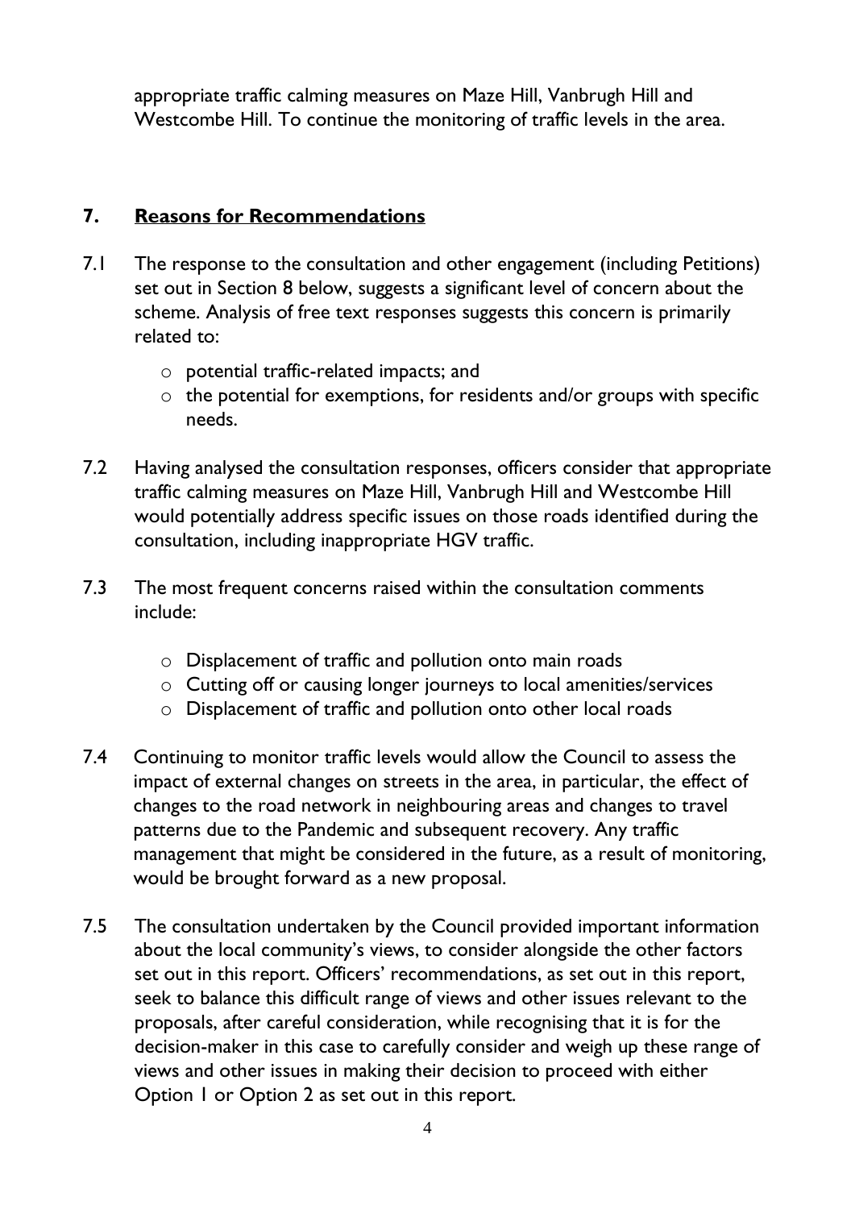appropriate traffic calming measures on Maze Hill, Vanbrugh Hill and Westcombe Hill. To continue the monitoring of traffic levels in the area.

## 7. Reasons for Recommendations

7.1 The response to the consultation and other engagement (including Petitions) set out in Section 8 below, suggests a significant level of concern about the scheme. Analysis of free text responses suggests this concern is primarily related to:

- potential traffic-related impacts; and
- the potential for exemptions, for residents and/or groups with specific needs.

7.2 Having analysed the consultation responses, officers consider that appropriate traffic calming measures on Maze Hill, Vanbrugh Hill and Westcombe Hill would potentially address specific issues on those roads identified during the consultation, including inappropriate HGV traffic.

7.3 The most frequent concerns raised within the consultation comments include:

- Displacement of traffic and pollution onto main roads
- Cutting off or causing longer journeys to local amenities/services
- Displacement of traffic and pollution onto other local roads

7.4 Continuing to monitor traffic levels would allow the Council to assess the impact of external changes on streets in the area, in particular, the effect of changes to the road network in neighbouring areas and changes to travel patterns due to the Pandemic and subsequent recovery. Any traffic management that might be considered in the future, as a result of monitoring, would be brought forward as a new proposal.

7.5 The consultation undertaken by the Council provided important information about the local community's views, to consider alongside the other factors set out in this report. Officers' recommendations, as set out in this report, seek to balance this difficult range of views and other issues relevant to the proposals, after careful consideration, while recognising that it is for the decision-maker in this case to carefully consider and weigh up these range of views and other issues in making their decision to proceed with either Option 1 or Option 2 as set out in this report.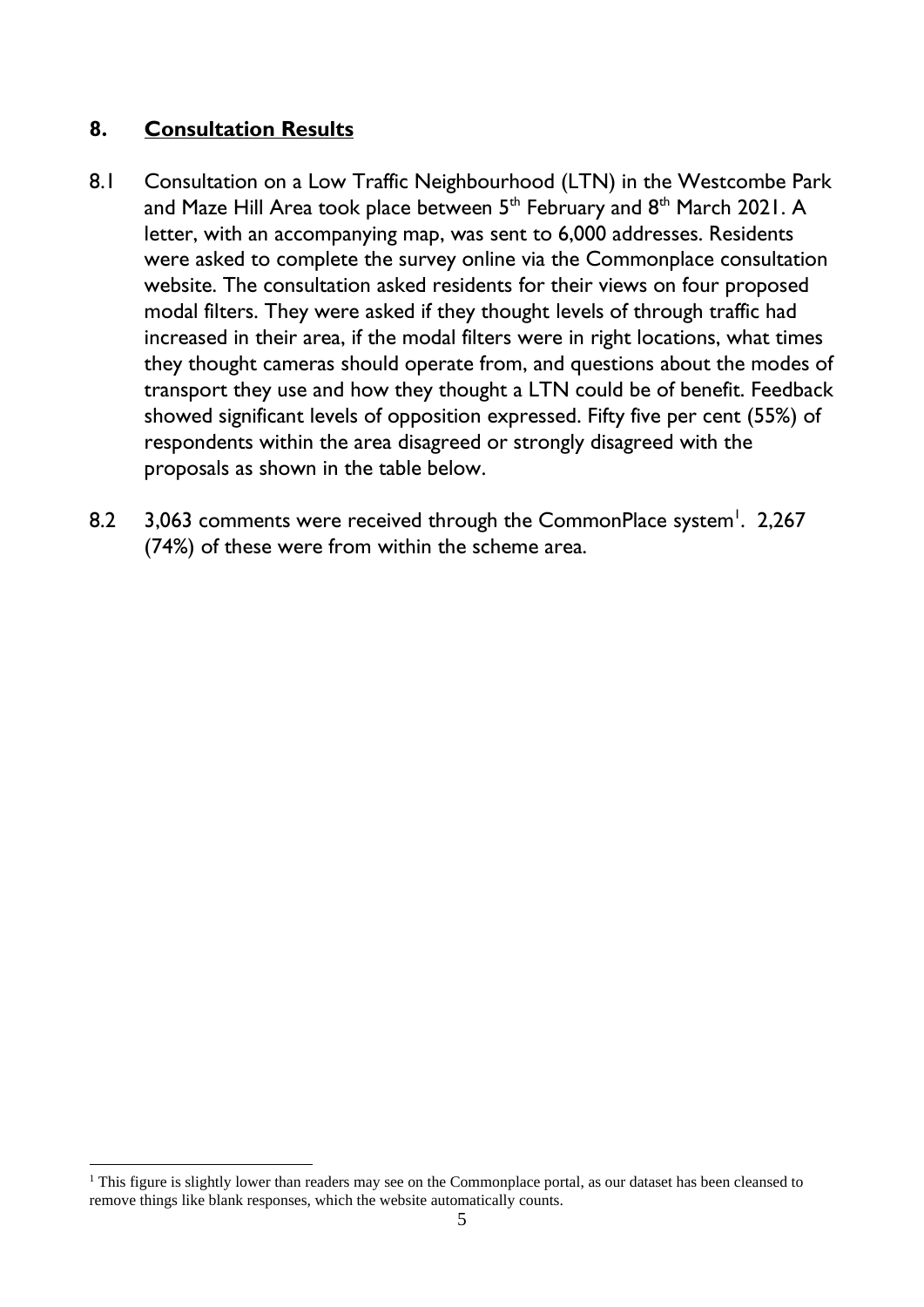## 8. Consultation Results

8.1 Consultation on a Low Traffic Neighbourhood (LTN) in the Westcombe Park and Maze Hill Area took place between 5th February and 8th March 2021. A letter, with an accompanying map, was sent to 6,000 addresses. Residents were asked to complete the survey online via the Commonplace consultation website. The consultation asked residents for their views on four proposed modal filters. They were asked if they thought levels of through traffic had increased in their area, if the modal filters were in right locations, what times they thought cameras should operate from, and questions about the modes of transport they use and how they thought a LTN could be of benefit. Feedback showed significant levels of opposition expressed. Fifty five per cent (55%) of respondents within the area disagreed or strongly disagreed with the proposals as shown in the table below.

8.2 3,063 comments were received through the CommonPlace system[1]. 2,267 (74%) of these were from within the scheme area.

[1] This figure is slightly lower than readers may see on the Commonplace portal, as our dataset has been cleansed to remove things like blank responses, which the website automatically counts.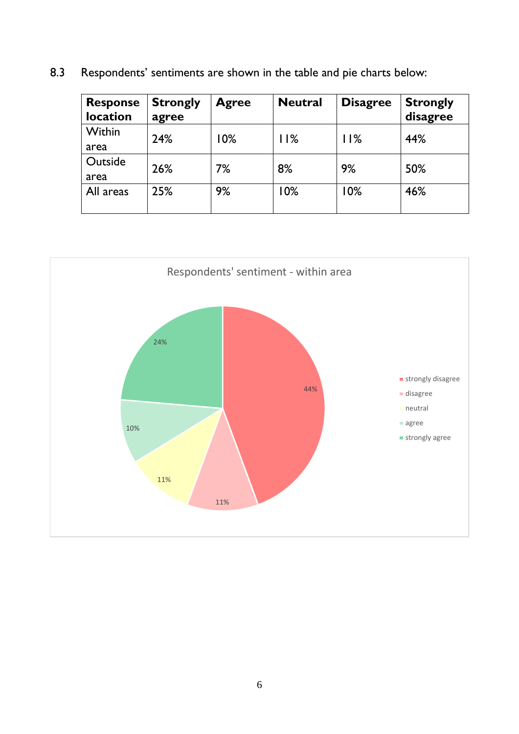8.3 Respondents' sentiments are shown in the table and pie charts below:

| Response location | Strongly agree | Agree | Neutral | Disagree | Strongly disagree |
|---|---|---|---|---|---|
| Within area | 24% | 10% | 11% | 11% | 44% |
| Outside area | 26% | 7% | 8% | 9% | 50% |
| All areas | 25% | 9% | 10% | 10% | 46% |

Respondents' sentiment - within area

- strongly disagree: 44%
- disagree: 11%
- neutral: 11%
- agree: 10%
- strongly agree: 24%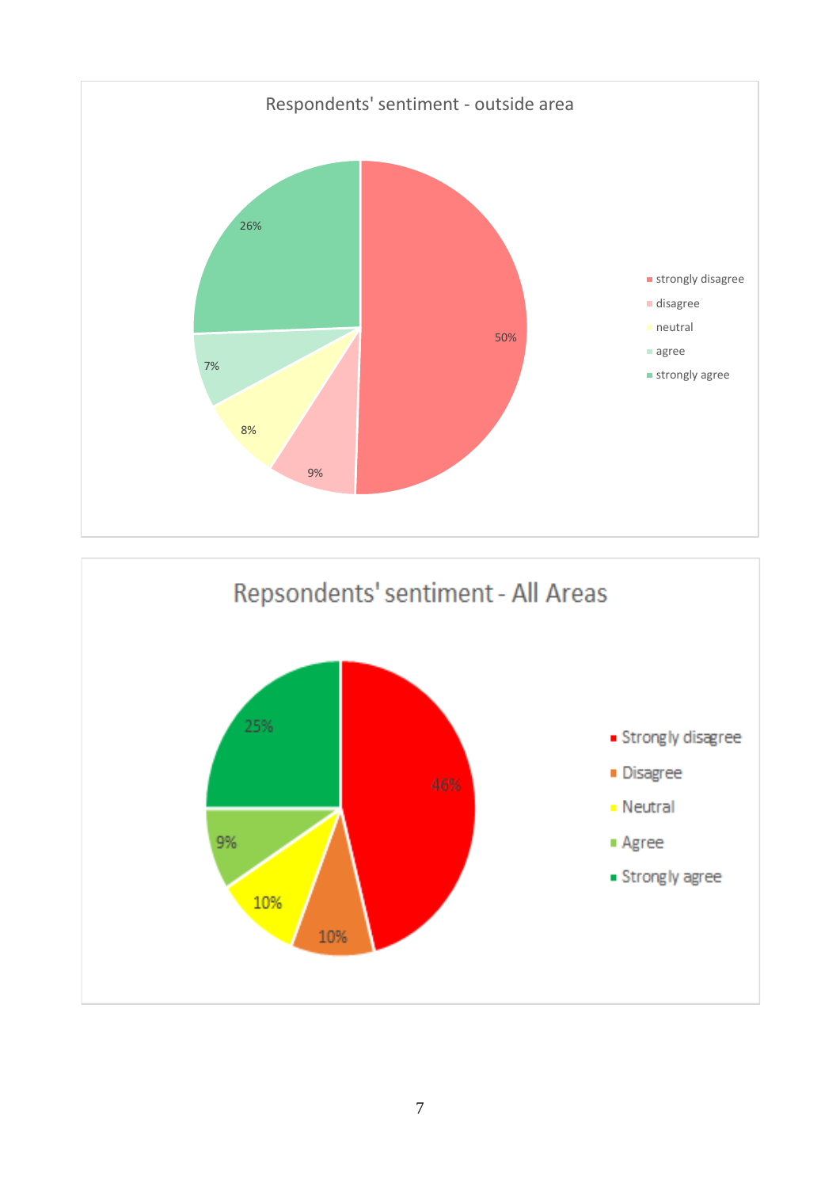**Respondents' sentiment - outside area**

| Response | Percentage |
| --- | --- |
| strongly disagree | 50% |
| disagree | 9% |
| neutral | 8% |
| agree | 7% |
| strongly agree | 26% |

**Repsondents' sentiment - All Areas**

| Response | Percentage |
| --- | --- |
| Strongly disagree | 46% |
| Disagree | 10% |
| Neutral | 10% |
| Agree | 9% |
| Strongly agree | 25% |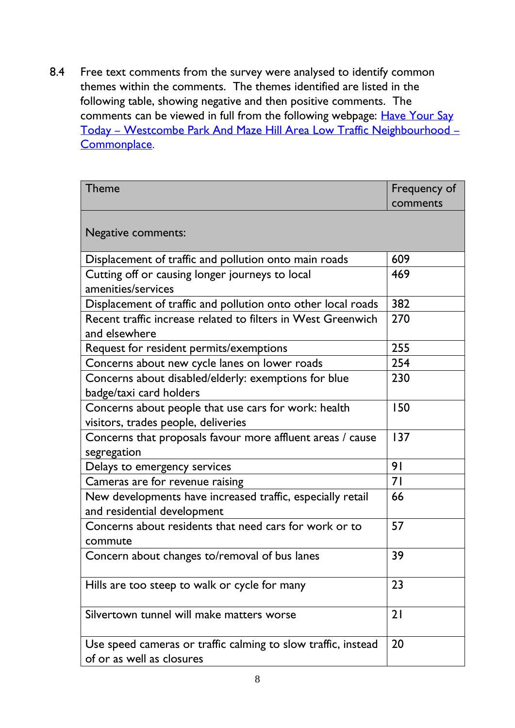8.4 Free text comments from the survey were analysed to identify common themes within the comments. The themes identified are listed in the following table, showing negative and then positive comments. The comments can be viewed in full from the following webpage: [Have Your Say Today – Westcombe Park And Maze Hill Area Low Traffic Neighbourhood – Commonplace](Have Your Say Today – Westcombe Park And Maze Hill Area Low Traffic Neighbourhood – Commonplace).

| Theme | Frequency of comments |
|---|---|
| Negative comments: | |
| Displacement of traffic and pollution onto main roads | 609 |
| Cutting off or causing longer journeys to local amenities/services | 469 |
| Displacement of traffic and pollution onto other local roads | 382 |
| Recent traffic increase related to filters in West Greenwich and elsewhere | 270 |
| Request for resident permits/exemptions | 255 |
| Concerns about new cycle lanes on lower roads | 254 |
| Concerns about disabled/elderly: exemptions for blue badge/taxi card holders | 230 |
| Concerns about people that use cars for work: health visitors, trades people, deliveries | 150 |
| Concerns that proposals favour more affluent areas / cause segregation | 137 |
| Delays to emergency services | 91 |
| Cameras are for revenue raising | 71 |
| New developments have increased traffic, especially retail and residential development | 66 |
| Concerns about residents that need cars for work or to commute | 57 |
| Concern about changes to/removal of bus lanes | 39 |
| Hills are too steep to walk or cycle for many | 23 |
| Silvertown tunnel will make matters worse | 21 |
| Use speed cameras or traffic calming to slow traffic, instead of or as well as closures | 20 |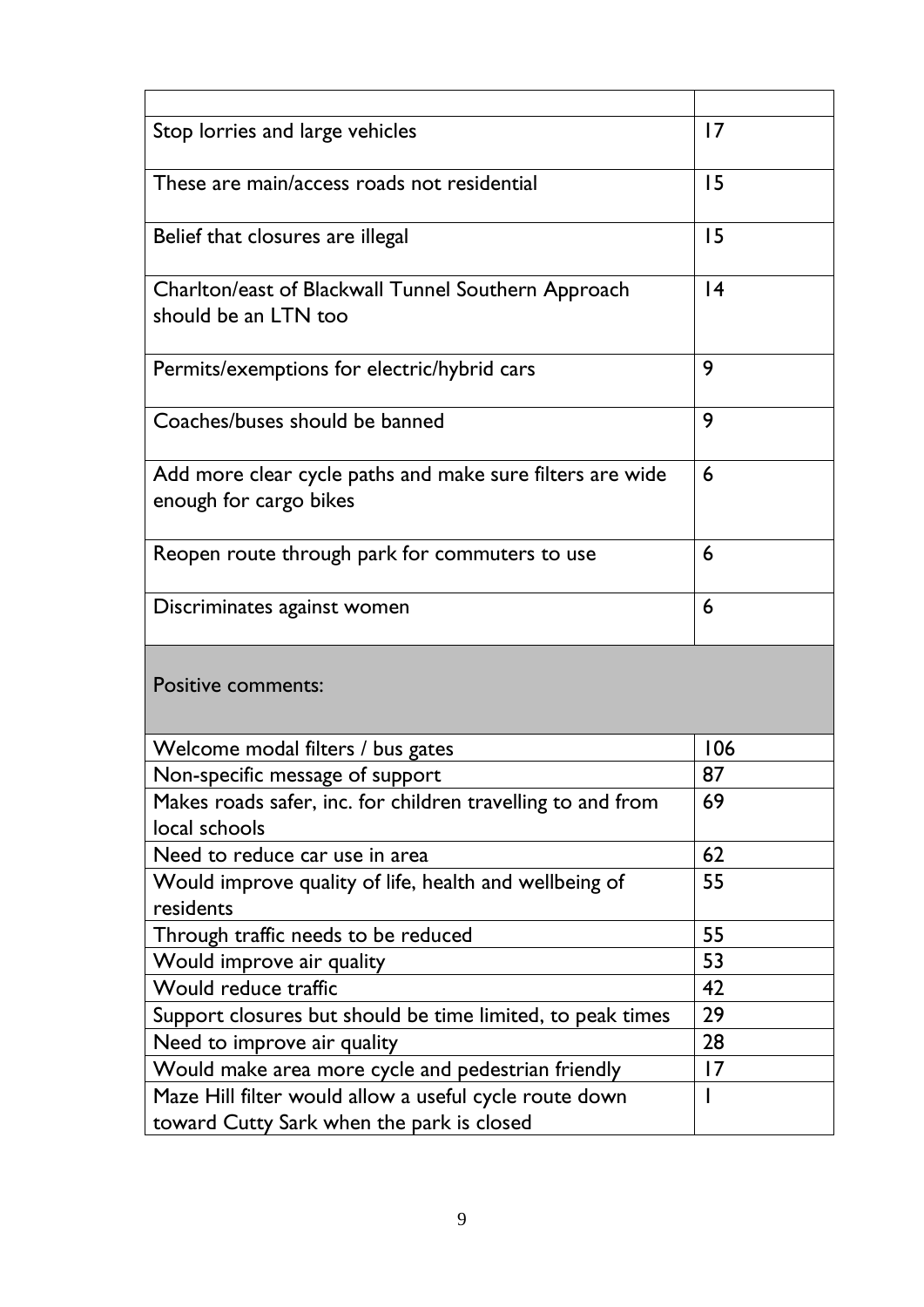| | |
|---|---|
| Stop lorries and large vehicles | 17 |
| These are main/access roads not residential | 15 |
| Belief that closures are illegal | 15 |
| Charlton/east of Blackwall Tunnel Southern Approach should be an LTN too | 14 |
| Permits/exemptions for electric/hybrid cars | 9 |
| Coaches/buses should be banned | 9 |
| Add more clear cycle paths and make sure filters are wide enough for cargo bikes | 6 |
| Reopen route through park for commuters to use | 6 |
| Discriminates against women | 6 |
| **Positive comments:** | |
| Welcome modal filters / bus gates | 106 |
| Non-specific message of support | 87 |
| Makes roads safer, inc. for children travelling to and from local schools | 69 |
| Need to reduce car use in area | 62 |
| Would improve quality of life, health and wellbeing of residents | 55 |
| Through traffic needs to be reduced | 55 |
| Would improve air quality | 53 |
| Would reduce traffic | 42 |
| Support closures but should be time limited, to peak times | 29 |
| Need to improve air quality | 28 |
| Would make area more cycle and pedestrian friendly | 17 |
| Maze Hill filter would allow a useful cycle route down toward Cutty Sark when the park is closed | 1 |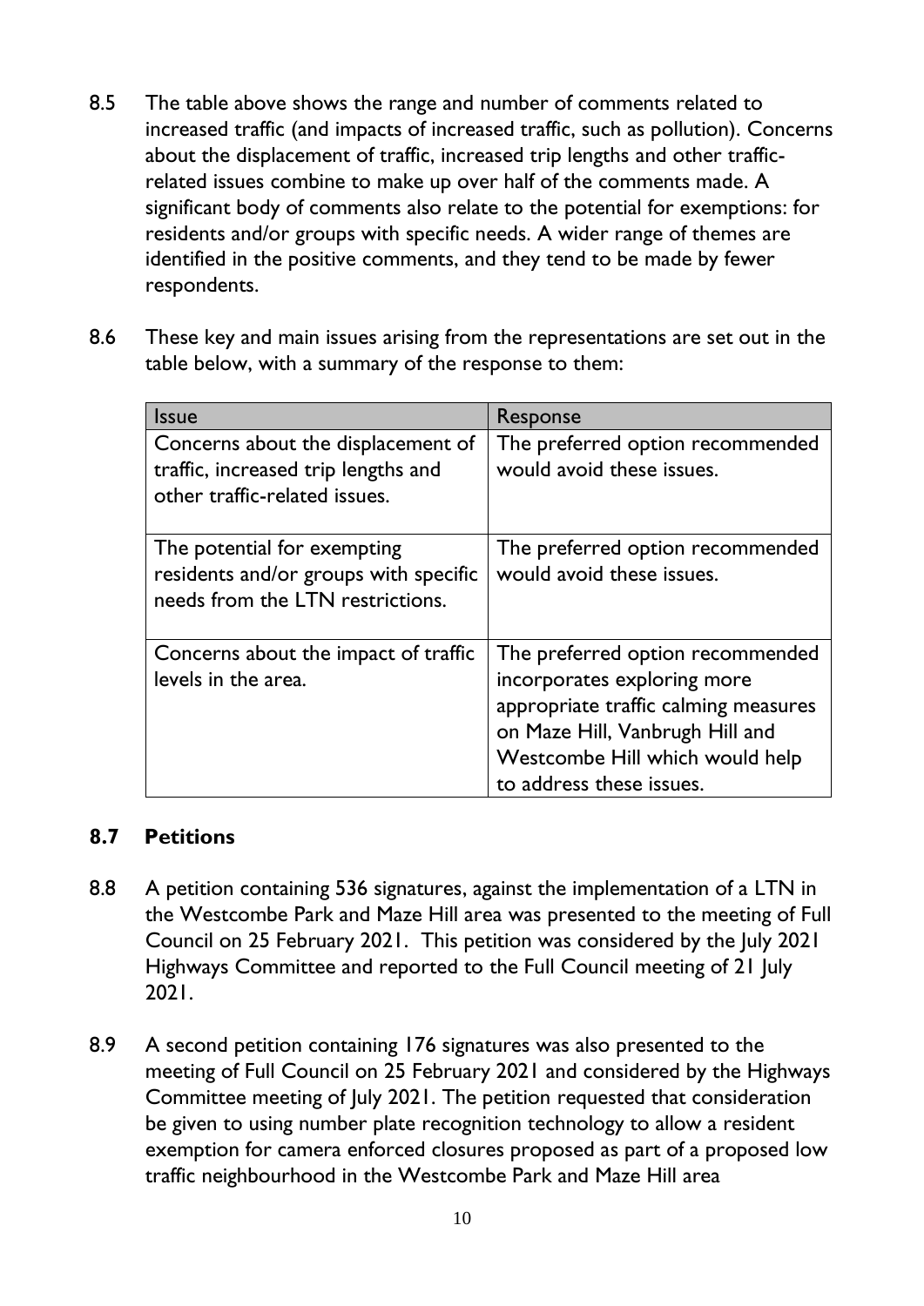8.5 The table above shows the range and number of comments related to increased traffic (and impacts of increased traffic, such as pollution). Concerns about the displacement of traffic, increased trip lengths and other traffic-related issues combine to make up over half of the comments made. A significant body of comments also relate to the potential for exemptions: for residents and/or groups with specific needs. A wider range of themes are identified in the positive comments, and they tend to be made by fewer respondents.

8.6 These key and main issues arising from the representations are set out in the table below, with a summary of the response to them:

| Issue | Response |
|---|---|
| Concerns about the displacement of traffic, increased trip lengths and other traffic-related issues. | The preferred option recommended would avoid these issues. |
| The potential for exempting residents and/or groups with specific needs from the LTN restrictions. | The preferred option recommended would avoid these issues. |
| Concerns about the impact of traffic levels in the area. | The preferred option recommended incorporates exploring more appropriate traffic calming measures on Maze Hill, Vanbrugh Hill and Westcombe Hill which would help to address these issues. |

## 8.7 Petitions

8.8 A petition containing 536 signatures, against the implementation of a LTN in the Westcombe Park and Maze Hill area was presented to the meeting of Full Council on 25 February 2021. This petition was considered by the July 2021 Highways Committee and reported to the Full Council meeting of 21 July 2021.

8.9 A second petition containing 176 signatures was also presented to the meeting of Full Council on 25 February 2021 and considered by the Highways Committee meeting of July 2021. The petition requested that consideration be given to using number plate recognition technology to allow a resident exemption for camera enforced closures proposed as part of a proposed low traffic neighbourhood in the Westcombe Park and Maze Hill area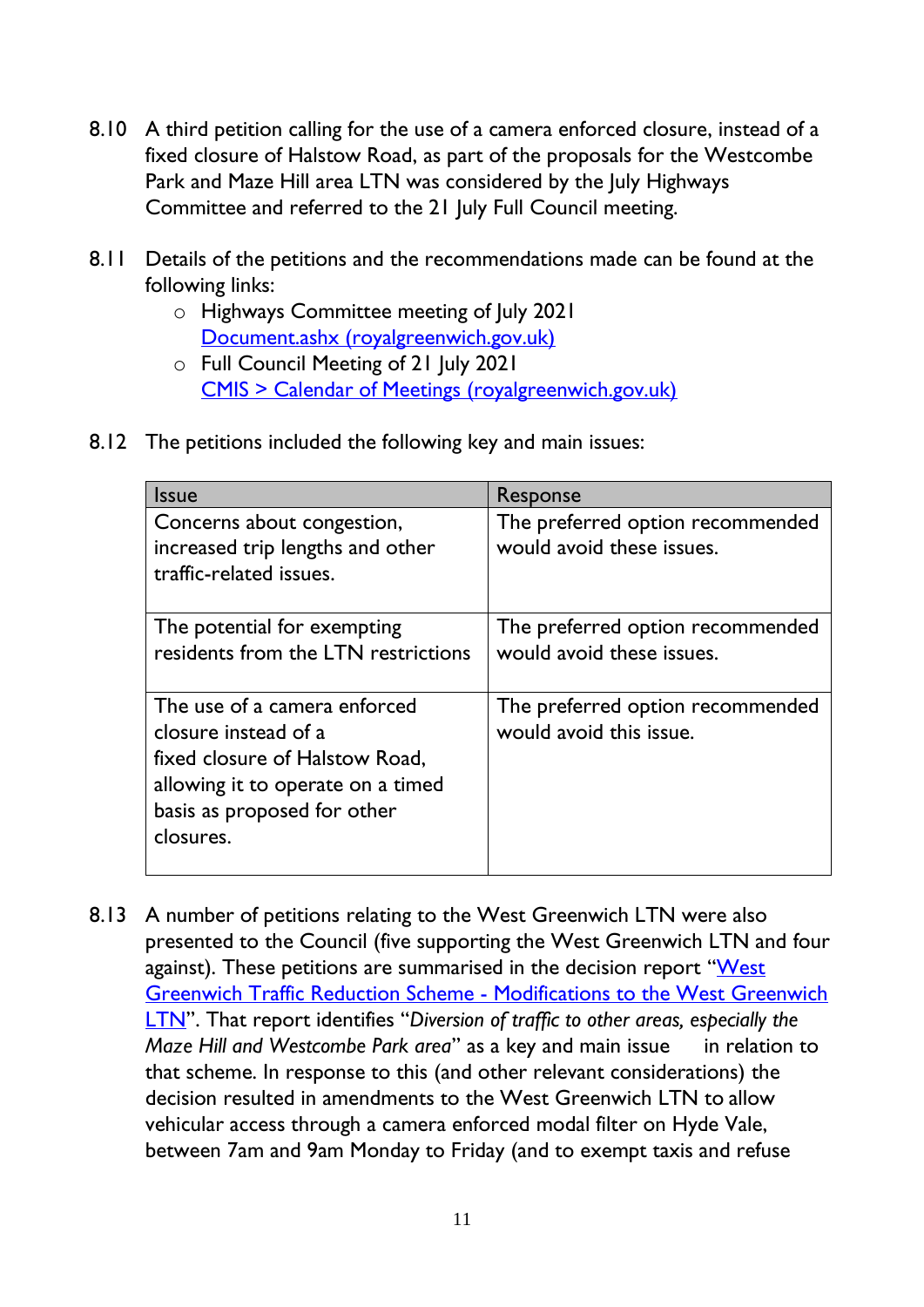8.10 A third petition calling for the use of a camera enforced closure, instead of a fixed closure of Halstow Road, as part of the proposals for the Westcombe Park and Maze Hill area LTN was considered by the July Highways Committee and referred to the 21 July Full Council meeting.

8.11 Details of the petitions and the recommendations made can be found at the following links:

- Highways Committee meeting of July 2021
  [Document.ashx (royalgreenwich.gov.uk)]()
- Full Council Meeting of 21 July 2021
  [CMIS > Calendar of Meetings (royalgreenwich.gov.uk)]()

8.12 The petitions included the following key and main issues:

| Issue | Response |
|---|---|
| Concerns about congestion, increased trip lengths and other traffic-related issues. | The preferred option recommended would avoid these issues. |
| The potential for exempting residents from the LTN restrictions | The preferred option recommended would avoid these issues. |
| The use of a camera enforced closure instead of a fixed closure of Halstow Road, allowing it to operate on a timed basis as proposed for other closures. | The preferred option recommended would avoid this issue. |

8.13 A number of petitions relating to the West Greenwich LTN were also presented to the Council (five supporting the West Greenwich LTN and four against). These petitions are summarised in the decision report "[West Greenwich Traffic Reduction Scheme - Modifications to the West Greenwich LTN]()". That report identifies "*Diversion of traffic to other areas, especially the Maze Hill and Westcombe Park area*" as a key and main issue in relation to that scheme. In response to this (and other relevant considerations) the decision resulted in amendments to the West Greenwich LTN to allow vehicular access through a camera enforced modal filter on Hyde Vale, between 7am and 9am Monday to Friday (and to exempt taxis and refuse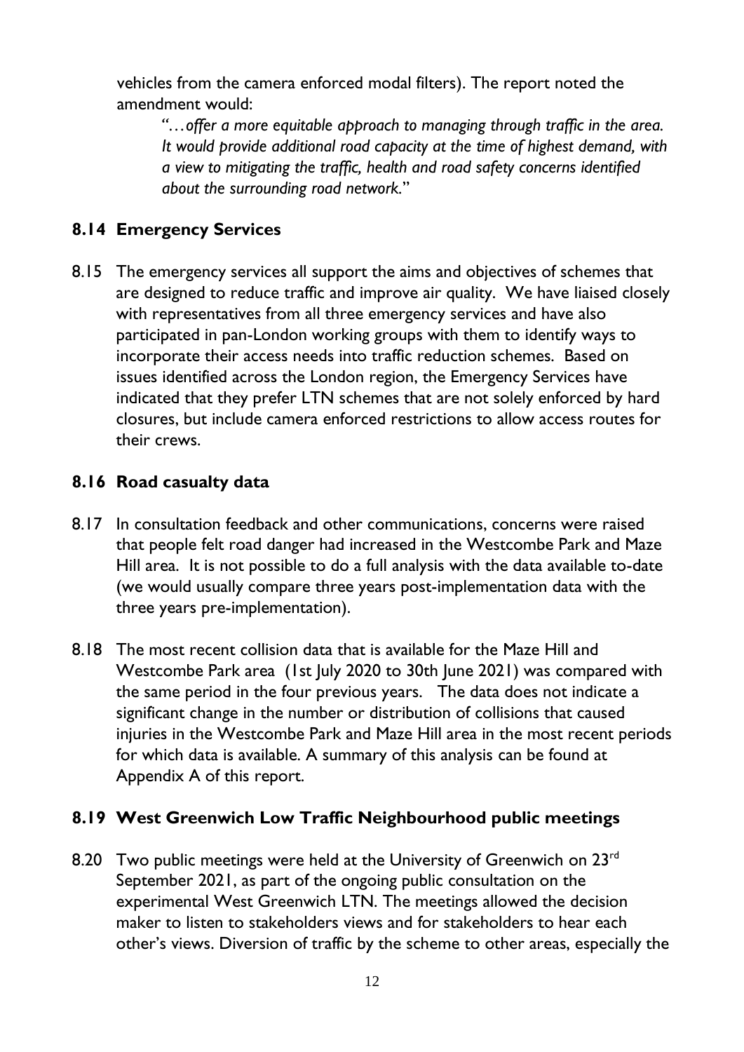vehicles from the camera enforced modal filters). The report noted the amendment would:

> "*…offer a more equitable approach to managing through traffic in the area. It would provide additional road capacity at the time of highest demand, with a view to mitigating the traffic, health and road safety concerns identified about the surrounding road network.*"

## 8.14 Emergency Services

8.15 The emergency services all support the aims and objectives of schemes that are designed to reduce traffic and improve air quality. We have liaised closely with representatives from all three emergency services and have also participated in pan-London working groups with them to identify ways to incorporate their access needs into traffic reduction schemes. Based on issues identified across the London region, the Emergency Services have indicated that they prefer LTN schemes that are not solely enforced by hard closures, but include camera enforced restrictions to allow access routes for their crews.

## 8.16 Road casualty data

8.17 In consultation feedback and other communications, concerns were raised that people felt road danger had increased in the Westcombe Park and Maze Hill area. It is not possible to do a full analysis with the data available to-date (we would usually compare three years post-implementation data with the three years pre-implementation).

8.18 The most recent collision data that is available for the Maze Hill and Westcombe Park area (1st July 2020 to 30th June 2021) was compared with the same period in the four previous years. The data does not indicate a significant change in the number or distribution of collisions that caused injuries in the Westcombe Park and Maze Hill area in the most recent periods for which data is available. A summary of this analysis can be found at Appendix A of this report.

## 8.19 West Greenwich Low Traffic Neighbourhood public meetings

8.20 Two public meetings were held at the University of Greenwich on 23rd September 2021, as part of the ongoing public consultation on the experimental West Greenwich LTN. The meetings allowed the decision maker to listen to stakeholders views and for stakeholders to hear each other's views. Diversion of traffic by the scheme to other areas, especially the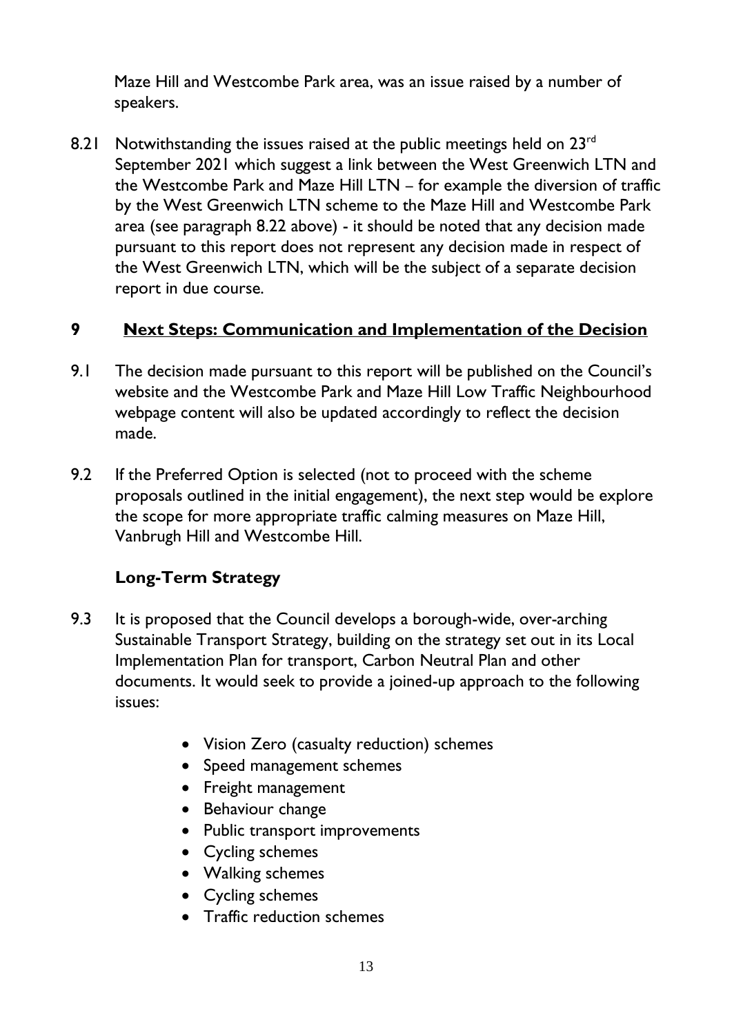Maze Hill and Westcombe Park area, was an issue raised by a number of speakers.

8.21 Notwithstanding the issues raised at the public meetings held on 23rd September 2021 which suggest a link between the West Greenwich LTN and the Westcombe Park and Maze Hill LTN – for example the diversion of traffic by the West Greenwich LTN scheme to the Maze Hill and Westcombe Park area (see paragraph 8.22 above) - it should be noted that any decision made pursuant to this report does not represent any decision made in respect of the West Greenwich LTN, which will be the subject of a separate decision report in due course.

## 9 Next Steps: Communication and Implementation of the Decision

9.1 The decision made pursuant to this report will be published on the Council's website and the Westcombe Park and Maze Hill Low Traffic Neighbourhood webpage content will also be updated accordingly to reflect the decision made.

9.2 If the Preferred Option is selected (not to proceed with the scheme proposals outlined in the initial engagement), the next step would be explore the scope for more appropriate traffic calming measures on Maze Hill, Vanbrugh Hill and Westcombe Hill.

### Long-Term Strategy

9.3 It is proposed that the Council develops a borough-wide, over-arching Sustainable Transport Strategy, building on the strategy set out in its Local Implementation Plan for transport, Carbon Neutral Plan and other documents. It would seek to provide a joined-up approach to the following issues:

- Vision Zero (casualty reduction) schemes
- Speed management schemes
- Freight management
- Behaviour change
- Public transport improvements
- Cycling schemes
- Walking schemes
- Cycling schemes
- Traffic reduction schemes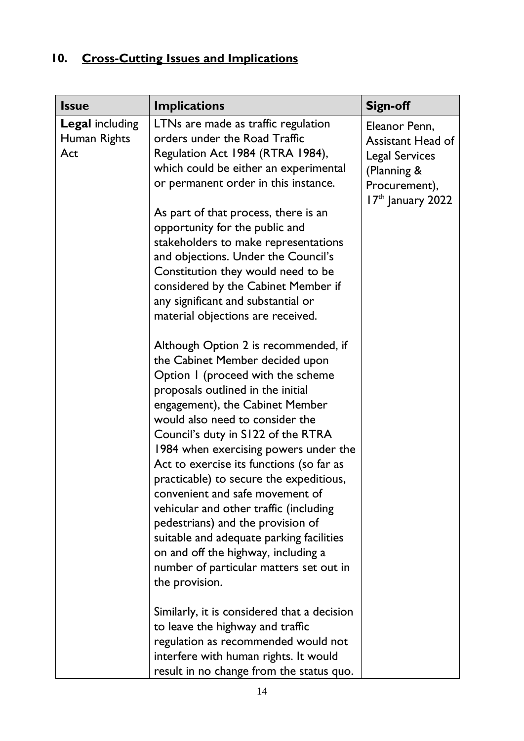## 10. Cross-Cutting Issues and Implications

| Issue | Implications | Sign-off |
|---|---|---|
| **Legal** including Human Rights Act | LTNs are made as traffic regulation orders under the Road Traffic Regulation Act 1984 (RTRA 1984), which could be either an experimental or permanent order in this instance.<br><br>As part of that process, there is an opportunity for the public and stakeholders to make representations and objections. Under the Council's Constitution they would need to be considered by the Cabinet Member if any significant and substantial or material objections are received.<br><br>Although Option 2 is recommended, if the Cabinet Member decided upon Option 1 (proceed with the scheme proposals outlined in the initial engagement), the Cabinet Member would also need to consider the Council's duty in S122 of the RTRA 1984 when exercising powers under the Act to exercise its functions (so far as practicable) to secure the expeditious, convenient and safe movement of vehicular and other traffic (including pedestrians) and the provision of suitable and adequate parking facilities on and off the highway, including a number of particular matters set out in the provision.<br><br>Similarly, it is considered that a decision to leave the highway and traffic regulation as recommended would not interfere with human rights. It would result in no change from the status quo. | Eleanor Penn, Assistant Head of Legal Services (Planning & Procurement), 17th January 2022 |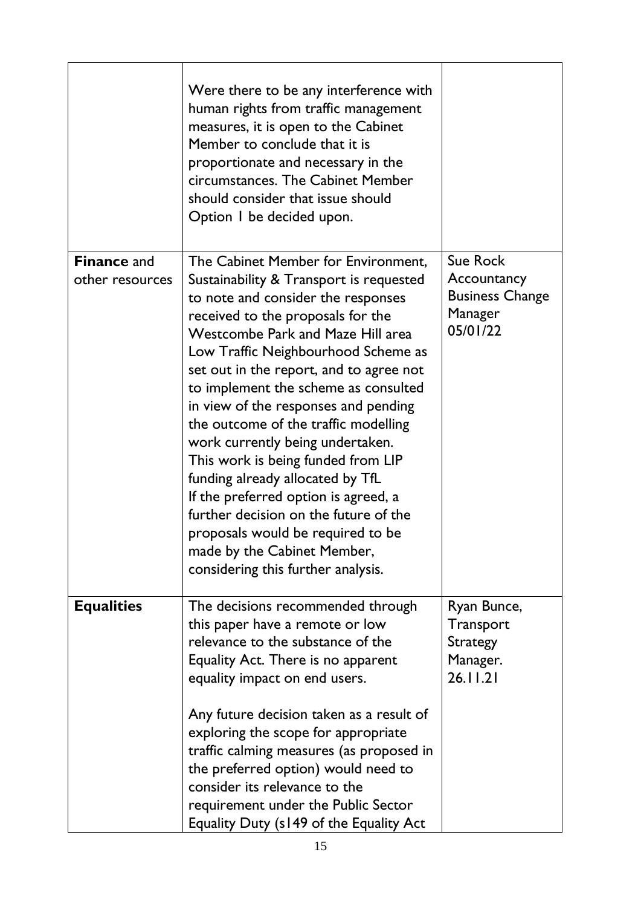|  |  |  |
|---|---|---|
|  | Were there to be any interference with human rights from traffic management measures, it is open to the Cabinet Member to conclude that it is proportionate and necessary in the circumstances. The Cabinet Member should consider that issue should Option 1 be decided upon. |  |
| **Finance** and other resources | The Cabinet Member for Environment, Sustainability & Transport is requested to note and consider the responses received to the proposals for the Westcombe Park and Maze Hill area Low Traffic Neighbourhood Scheme as set out in the report, and to agree not to implement the scheme as consulted in view of the responses and pending the outcome of the traffic modelling work currently being undertaken. This work is being funded from LIP funding already allocated by TfL If the preferred option is agreed, a further decision on the future of the proposals would be required to be made by the Cabinet Member, considering this further analysis. | Sue Rock Accountancy Business Change Manager 05/01/22 |
| **Equalities** | The decisions recommended through this paper have a remote or low relevance to the substance of the Equality Act. There is no apparent equality impact on end users.<br><br>Any future decision taken as a result of exploring the scope for appropriate traffic calming measures (as proposed in the preferred option) would need to consider its relevance to the requirement under the Public Sector Equality Duty (s149 of the Equality Act | Ryan Bunce, Transport Strategy Manager. 26.11.21 |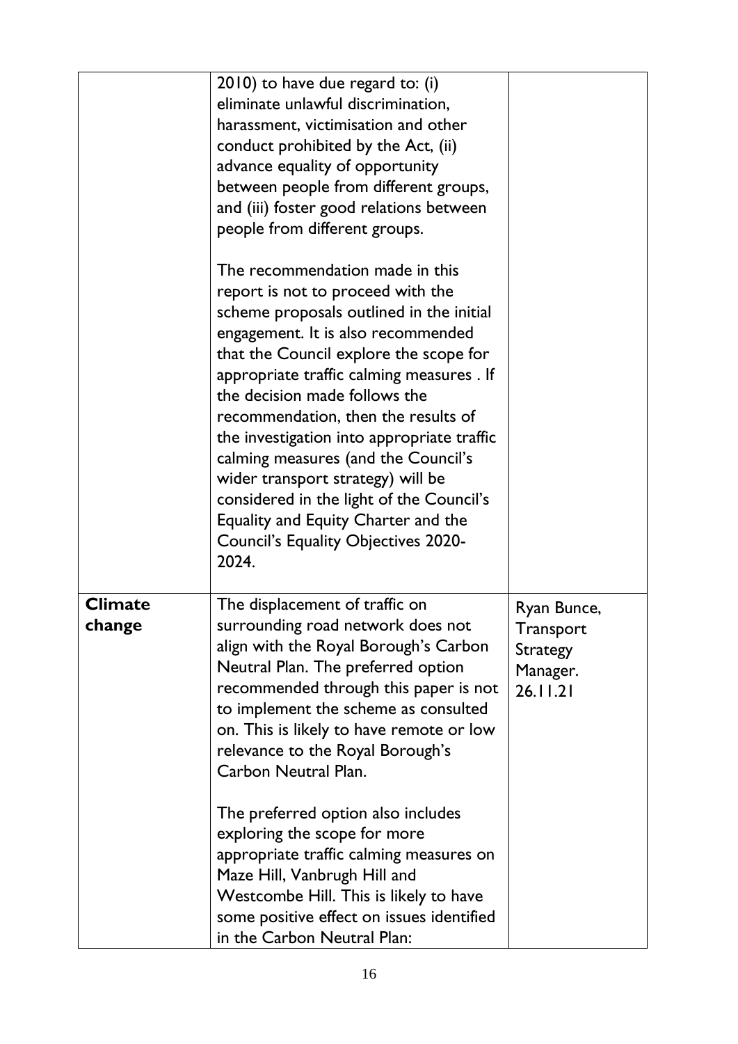| | | |
|---|---|---|
| | 2010) to have due regard to: (i) eliminate unlawful discrimination, harassment, victimisation and other conduct prohibited by the Act, (ii) advance equality of opportunity between people from different groups, and (iii) foster good relations between people from different groups.<br><br>The recommendation made in this report is not to proceed with the scheme proposals outlined in the initial engagement. It is also recommended that the Council explore the scope for appropriate traffic calming measures . If the decision made follows the recommendation, then the results of the investigation into appropriate traffic calming measures (and the Council's wider transport strategy) will be considered in the light of the Council's Equality and Equity Charter and the Council's Equality Objectives 2020-2024. | |
| **Climate change** | The displacement of traffic on surrounding road network does not align with the Royal Borough's Carbon Neutral Plan. The preferred option recommended through this paper is not to implement the scheme as consulted on. This is likely to have remote or low relevance to the Royal Borough's Carbon Neutral Plan.<br><br>The preferred option also includes exploring the scope for more appropriate traffic calming measures on Maze Hill, Vanbrugh Hill and Westcombe Hill. This is likely to have some positive effect on issues identified in the Carbon Neutral Plan: | Ryan Bunce, Transport Strategy Manager. 26.11.21 |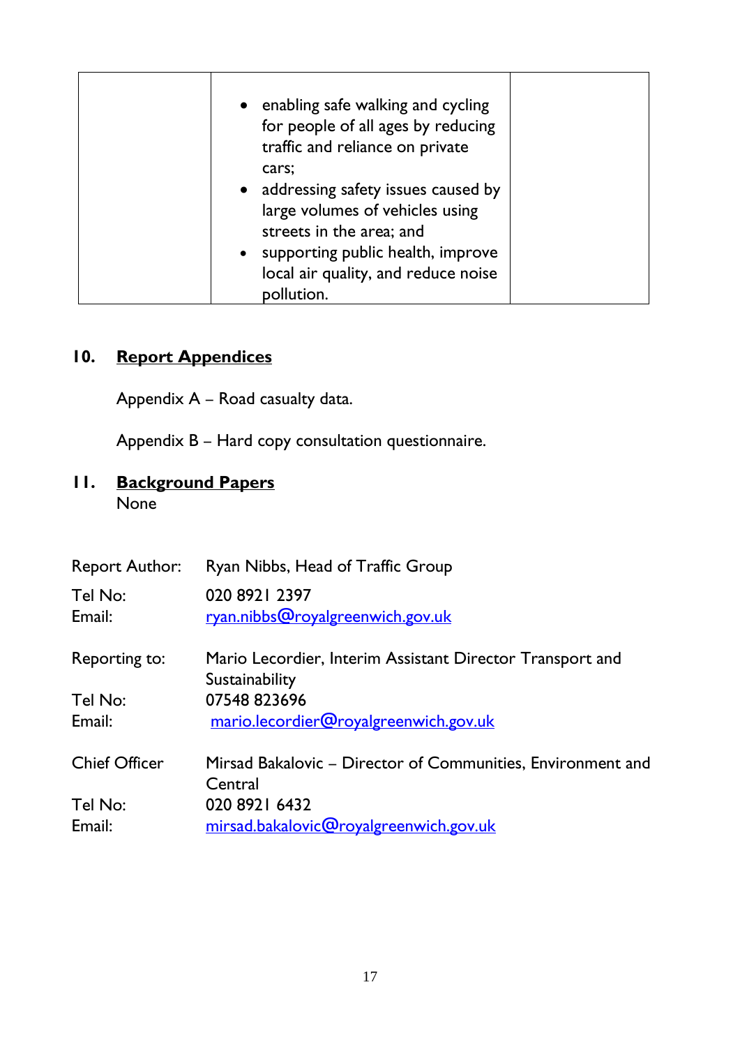| | | |
|---|---|---|
| | • enabling safe walking and cycling for people of all ages by reducing traffic and reliance on private cars;<br>• addressing safety issues caused by large volumes of vehicles using streets in the area; and<br>• supporting public health, improve local air quality, and reduce noise pollution. | |

## 10. Report Appendices

Appendix A – Road casualty data.

Appendix B – Hard copy consultation questionnaire.

## 11. Background Papers

None

Report Author: Ryan Nibbs, Head of Traffic Group
Tel No: 020 8921 2397
Email: ryan.nibbs@royalgreenwich.gov.uk

Reporting to: Mario Lecordier, Interim Assistant Director Transport and Sustainability
Tel No: 07548 823696
Email: mario.lecordier@royalgreenwich.gov.uk

Chief Officer: Mirsad Bakalovic – Director of Communities, Environment and Central
Tel No: 020 8921 6432
Email: mirsad.bakalovic@royalgreenwich.gov.uk